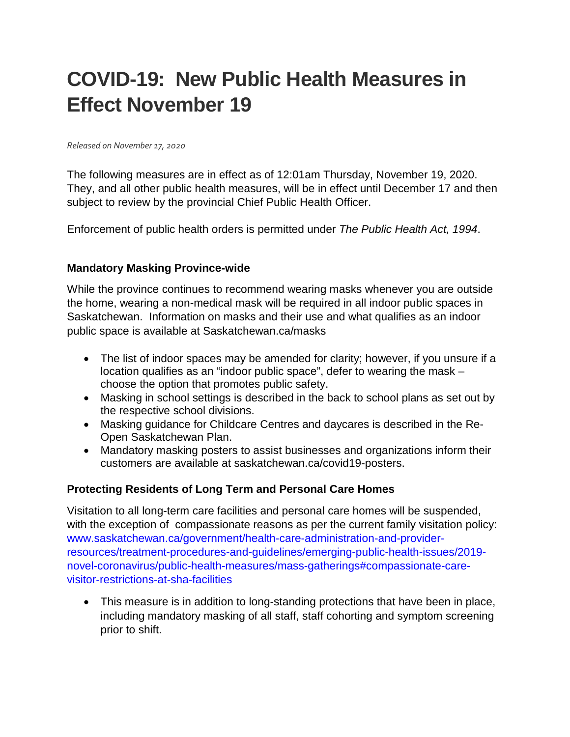# COVID-19: New Public Health Measures in Effect November 19

*Released on November 17, 2020*

The following measures are in effect as of 12:01am Thursday, November 19, 2020. They, and all other public health measures, will be in effect until December 17 and then subject to review by the provincial Chief Public Health Officer.

Enforcement of public health orders is permitted under *The Public Health Act, 1994*.

### Mandatory Masking Province-wide

While the province continues to recommend wearing masks whenever you are outside the home, wearing a non-medical mask will be required in all indoor public spaces in Saskatchewan. Information on masks and their use and what qualifies as an indoor public space is available at Saskatchewan.ca/masks

- The list of indoor spaces may be amended for clarity; however, if you unsure if a location qualifies as an "indoor public space", defer to wearing the mask – choose the option that promotes public safety.
- Masking in school settings is described in the back to school plans as set out by the respective school divisions.
- Masking guidance for Childcare Centres and daycares is described in the Re-Open Saskatchewan Plan.
- Mandatory masking posters to assist businesses and organizations inform their customers are available at saskatchewan.ca/covid19-posters.

### Protecting Residents of Long Term and Personal Care Homes

Visitation to all long-term care facilities and personal care homes will be suspended, with the exception of compassionate reasons as per the current family visitation policy: www.saskatchewan.ca/government/health-care-administration-and-provider-resources/treatment-procedures-and-guidelines/emerging-public-health-issues/2019-novel-coronavirus/public-health-measures/mass-gatherings#compassionate-care-visitor-restrictions-at-sha-facilities

- This measure is in addition to long-standing protections that have been in place, including mandatory masking of all staff, staff cohorting and symptom screening prior to shift.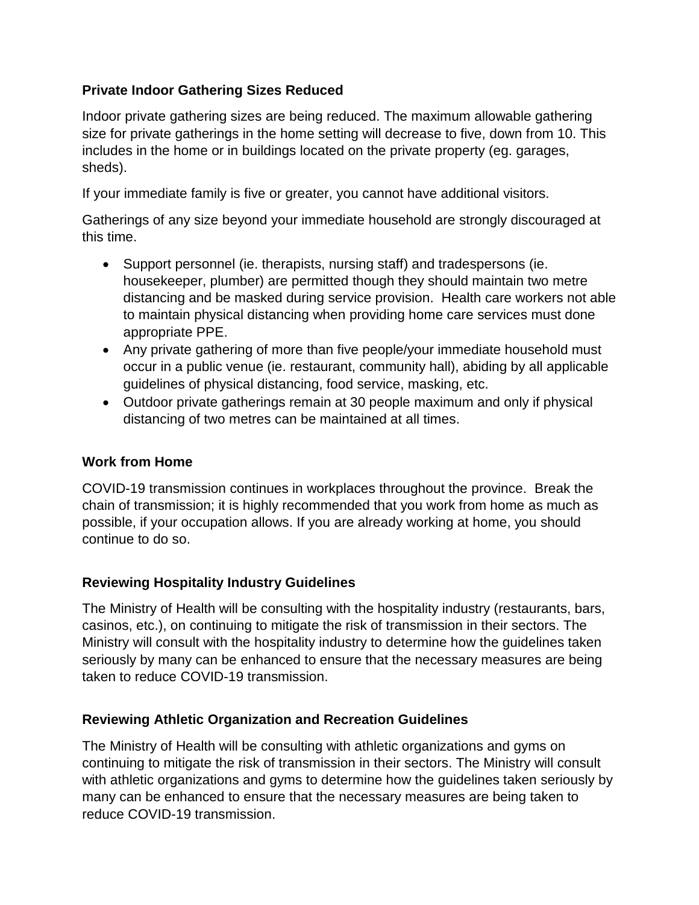**Private Indoor Gathering Sizes Reduced**

Indoor private gathering sizes are being reduced. The maximum allowable gathering size for private gatherings in the home setting will decrease to five, down from 10. This includes in the home or in buildings located on the private property (eg. garages, sheds).

If your immediate family is five or greater, you cannot have additional visitors.

Gatherings of any size beyond your immediate household are strongly discouraged at this time.

- Support personnel (ie. therapists, nursing staff) and tradespersons (ie. housekeeper, plumber) are permitted though they should maintain two metre distancing and be masked during service provision.  Health care workers not able to maintain physical distancing when providing home care services must done appropriate PPE.
- Any private gathering of more than five people/your immediate household must occur in a public venue (ie. restaurant, community hall), abiding by all applicable guidelines of physical distancing, food service, masking, etc.
- Outdoor private gatherings remain at 30 people maximum and only if physical distancing of two metres can be maintained at all times.

**Work from Home**

COVID-19 transmission continues in workplaces throughout the province.  Break the chain of transmission; it is highly recommended that you work from home as much as possible, if your occupation allows. If you are already working at home, you should continue to do so.

**Reviewing Hospitality Industry Guidelines**

The Ministry of Health will be consulting with the hospitality industry (restaurants, bars, casinos, etc.), on continuing to mitigate the risk of transmission in their sectors. The Ministry will consult with the hospitality industry to determine how the guidelines taken seriously by many can be enhanced to ensure that the necessary measures are being taken to reduce COVID-19 transmission.

**Reviewing Athletic Organization and Recreation Guidelines**

The Ministry of Health will be consulting with athletic organizations and gyms on continuing to mitigate the risk of transmission in their sectors. The Ministry will consult with athletic organizations and gyms to determine how the guidelines taken seriously by many can be enhanced to ensure that the necessary measures are being taken to reduce COVID-19 transmission.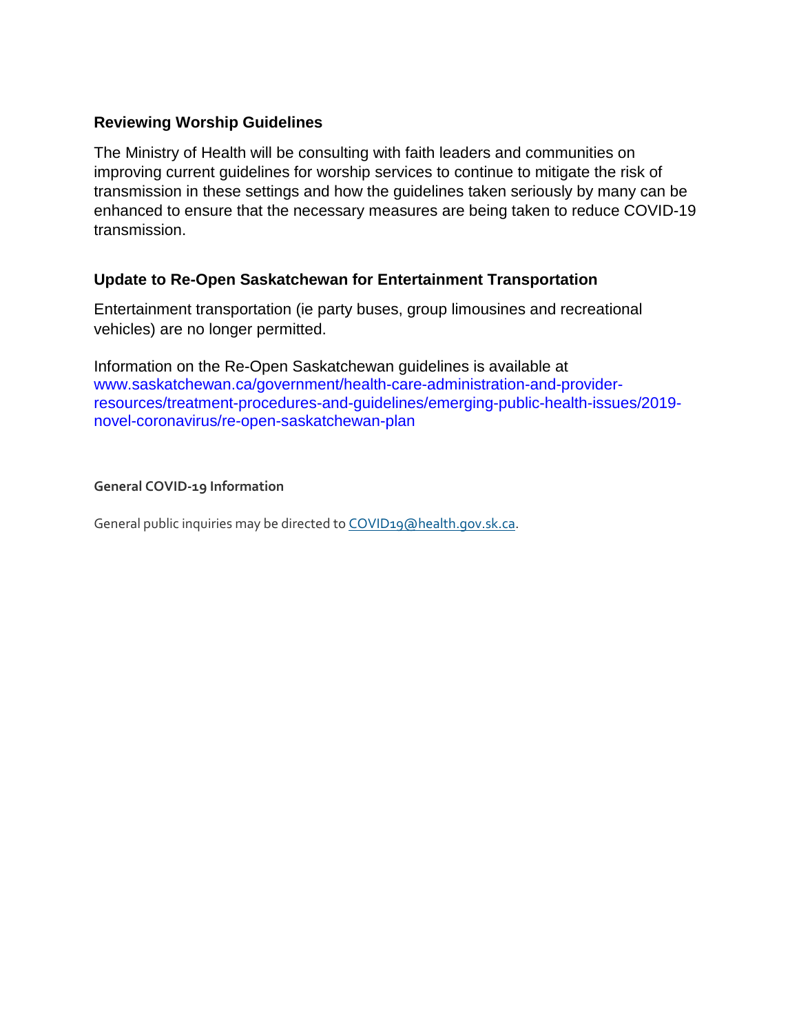### Reviewing Worship Guidelines

The Ministry of Health will be consulting with faith leaders and communities on improving current guidelines for worship services to continue to mitigate the risk of transmission in these settings and how the guidelines taken seriously by many can be enhanced to ensure that the necessary measures are being taken to reduce COVID-19 transmission.

### Update to Re-Open Saskatchewan for Entertainment Transportation

Entertainment transportation (ie party buses, group limousines and recreational vehicles) are no longer permitted.

Information on the Re-Open Saskatchewan guidelines is available at www.saskatchewan.ca/government/health-care-administration-and-provider-resources/treatment-procedures-and-guidelines/emerging-public-health-issues/2019-novel-coronavirus/re-open-saskatchewan-plan

**General COVID-19 Information**

General public inquiries may be directed to COVID19@health.gov.sk.ca.